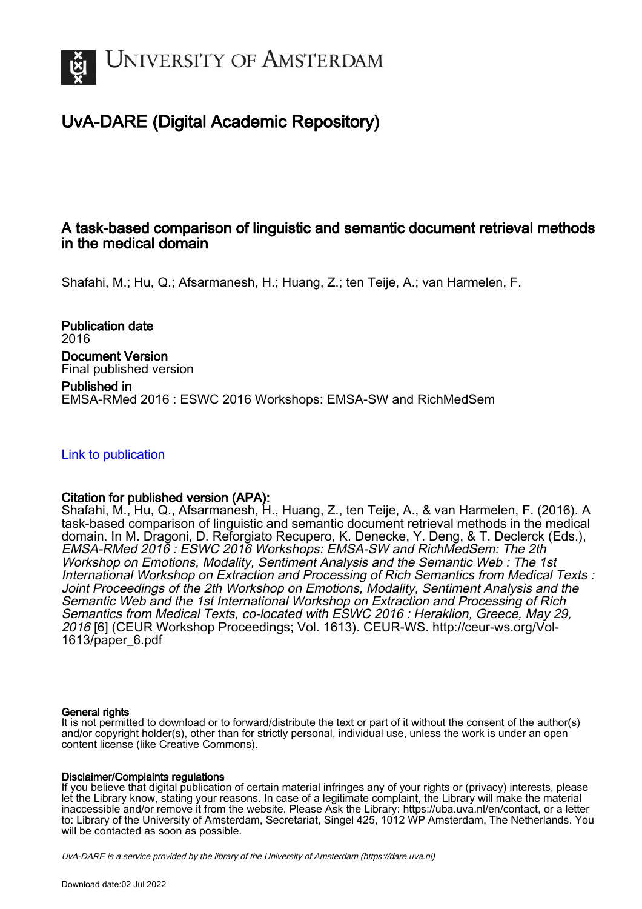UNIVERSITY OF AMSTERDAM

# UvA-DARE (Digital Academic Repository)

## A task-based comparison of linguistic and semantic document retrieval methods in the medical domain

Shafahi, M.; Hu, Q.; Afsarmanesh, H.; Huang, Z.; ten Teije, A.; van Harmelen, F.

**Publication date**
2016

**Document Version**
Final published version

**Published in**
EMSA-RMed 2016 : ESWC 2016 Workshops: EMSA-SW and RichMedSem

Link to publication

**Citation for published version (APA):**
Shafahi, M., Hu, Q., Afsarmanesh, H., Huang, Z., ten Teije, A., & van Harmelen, F. (2016). A task-based comparison of linguistic and semantic document retrieval methods in the medical domain. In M. Dragoni, D. Reforgiato Recupero, K. Denecke, Y. Deng, & T. Declerck (Eds.), *EMSA-RMed 2016 : ESWC 2016 Workshops: EMSA-SW and RichMedSem: The 2th Workshop on Emotions, Modality, Sentiment Analysis and the Semantic Web : The 1st International Workshop on Extraction and Processing of Rich Semantics from Medical Texts : Joint Proceedings of the 2th Workshop on Emotions, Modality, Sentiment Analysis and the Semantic Web and the 1st International Workshop on Extraction and Processing of Rich Semantics from Medical Texts, co-located with ESWC 2016 : Heraklion, Greece, May 29, 2016* [6] (CEUR Workshop Proceedings; Vol. 1613). CEUR-WS. http://ceur-ws.org/Vol-1613/paper_6.pdf

**General rights**
It is not permitted to download or to forward/distribute the text or part of it without the consent of the author(s) and/or copyright holder(s), other than for strictly personal, individual use, unless the work is under an open content license (like Creative Commons).

**Disclaimer/Complaints regulations**
If you believe that digital publication of certain material infringes any of your rights or (privacy) interests, please let the Library know, stating your reasons. In case of a legitimate complaint, the Library will make the material inaccessible and/or remove it from the website. Please Ask the Library: https://uba.uva.nl/en/contact, or a letter to: Library of the University of Amsterdam, Secretariat, Singel 425, 1012 WP Amsterdam, The Netherlands. You will be contacted as soon as possible.

*UvA-DARE is a service provided by the library of the University of Amsterdam (https://dare.uva.nl)*

Download date:02 Jul 2022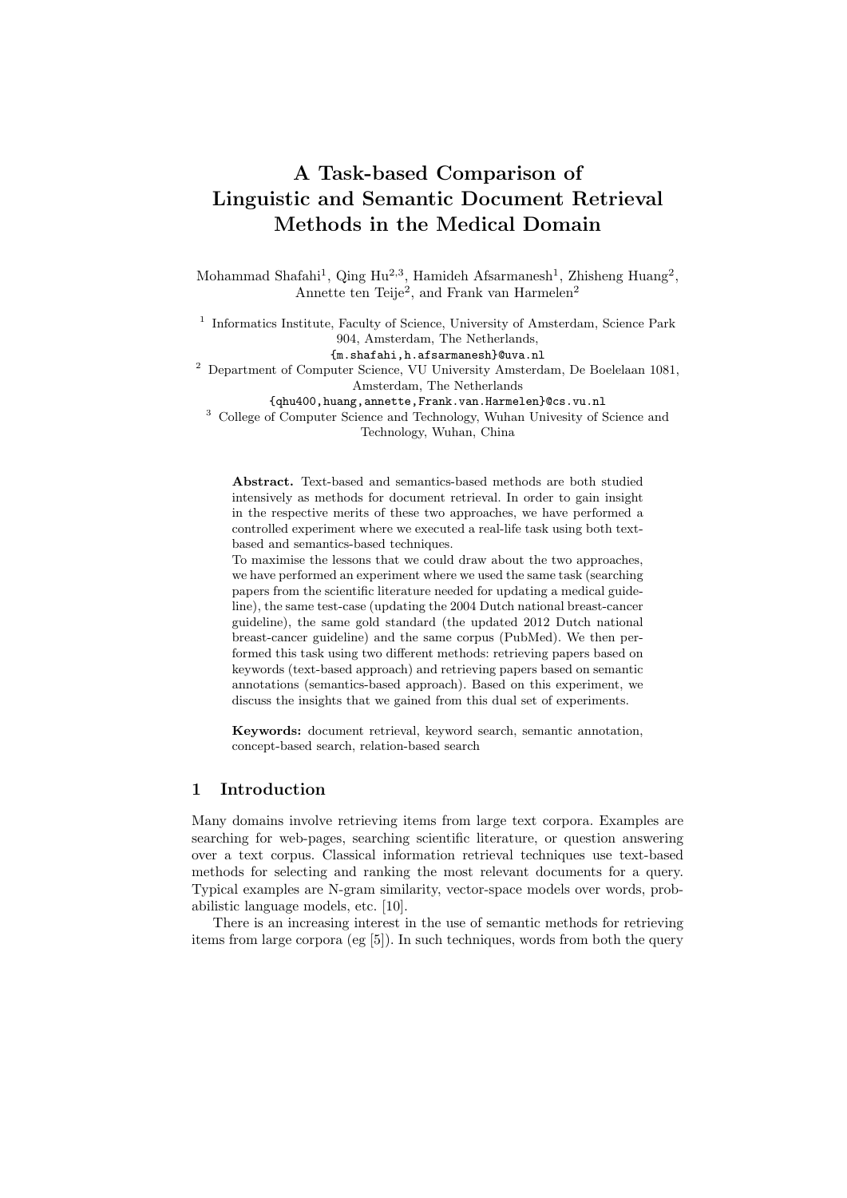# A Task-based Comparison of Linguistic and Semantic Document Retrieval Methods in the Medical Domain

Mohammad Shafahi[1], Qing Hu[2,3], Hamideh Afsarmanesh[1], Zhisheng Huang[2], Annette ten Teije[2], and Frank van Harmelen[2]

[1] Informatics Institute, Faculty of Science, University of Amsterdam, Science Park 904, Amsterdam, The Netherlands,
{m.shafahi,h.afsarmanesh}@uva.nl

[2] Department of Computer Science, VU University Amsterdam, De Boelelaan 1081, Amsterdam, The Netherlands
{qhu400,huang,annette,Frank.van.Harmelen}@cs.vu.nl

[3] College of Computer Science and Technology, Wuhan Univesity of Science and Technology, Wuhan, China

**Abstract.** Text-based and semantics-based methods are both studied intensively as methods for document retrieval. In order to gain insight in the respective merits of these two approaches, we have performed a controlled experiment where we executed a real-life task using both text-based and semantics-based techniques.
To maximise the lessons that we could draw about the two approaches, we have performed an experiment where we used the same task (searching papers from the scientific literature needed for updating a medical guideline), the same test-case (updating the 2004 Dutch national breast-cancer guideline), the same gold standard (the updated 2012 Dutch national breast-cancer guideline) and the same corpus (PubMed). We then performed this task using two different methods: retrieving papers based on keywords (text-based approach) and retrieving papers based on semantic annotations (semantics-based approach). Based on this experiment, we discuss the insights that we gained from this dual set of experiments.

**Keywords:** document retrieval, keyword search, semantic annotation, concept-based search, relation-based search

## 1 Introduction

Many domains involve retrieving items from large text corpora. Examples are searching for web-pages, searching scientific literature, or question answering over a text corpus. Classical information retrieval techniques use text-based methods for selecting and ranking the most relevant documents for a query. Typical examples are N-gram similarity, vector-space models over words, probabilistic language models, etc. [10].

There is an increasing interest in the use of semantic methods for retrieving items from large corpora (eg [5]). In such techniques, words from both the query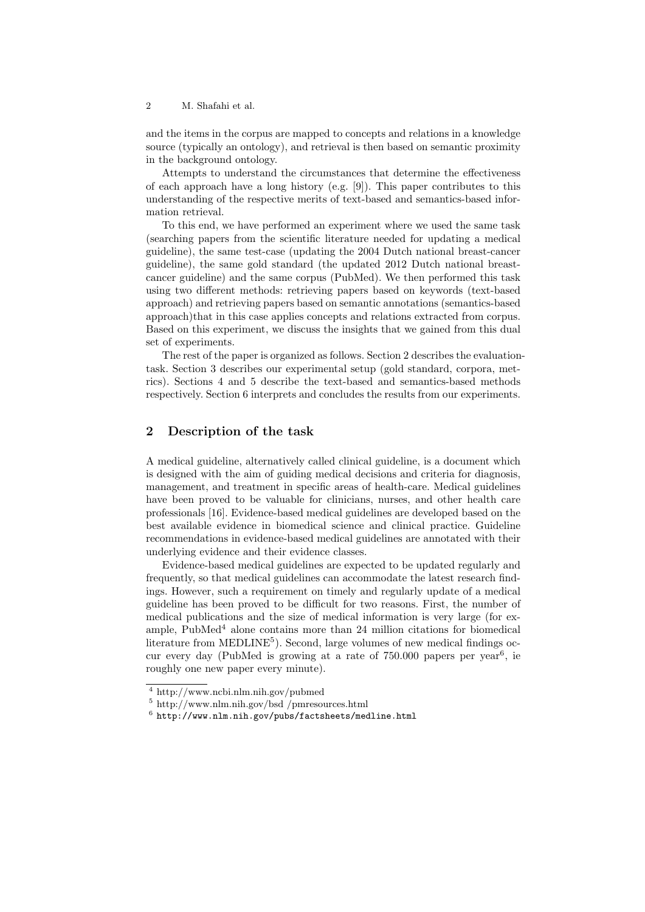and the items in the corpus are mapped to concepts and relations in a knowledge source (typically an ontology), and retrieval is then based on semantic proximity in the background ontology.

Attempts to understand the circumstances that determine the effectiveness of each approach have a long history (e.g. [9]). This paper contributes to this understanding of the respective merits of text-based and semantics-based information retrieval.

To this end, we have performed an experiment where we used the same task (searching papers from the scientific literature needed for updating a medical guideline), the same test-case (updating the 2004 Dutch national breast-cancer guideline), the same gold standard (the updated 2012 Dutch national breast-cancer guideline) and the same corpus (PubMed). We then performed this task using two different methods: retrieving papers based on keywords (text-based approach) and retrieving papers based on semantic annotations (semantics-based approach)that in this case applies concepts and relations extracted from corpus. Based on this experiment, we discuss the insights that we gained from this dual set of experiments.

The rest of the paper is organized as follows. Section 2 describes the evaluation-task. Section 3 describes our experimental setup (gold standard, corpora, metrics). Sections 4 and 5 describe the text-based and semantics-based methods respectively. Section 6 interprets and concludes the results from our experiments.

## 2 Description of the task

A medical guideline, alternatively called clinical guideline, is a document which is designed with the aim of guiding medical decisions and criteria for diagnosis, management, and treatment in specific areas of health-care. Medical guidelines have been proved to be valuable for clinicians, nurses, and other health care professionals [16]. Evidence-based medical guidelines are developed based on the best available evidence in biomedical science and clinical practice. Guideline recommendations in evidence-based medical guidelines are annotated with their underlying evidence and their evidence classes.

Evidence-based medical guidelines are expected to be updated regularly and frequently, so that medical guidelines can accommodate the latest research findings. However, such a requirement on timely and regularly update of a medical guideline has been proved to be difficult for two reasons. First, the number of medical publications and the size of medical information is very large (for example, PubMed[4] alone contains more than 24 million citations for biomedical literature from MEDLINE[5]). Second, large volumes of new medical findings occur every day (PubMed is growing at a rate of 750.000 papers per year[6], ie roughly one new paper every minute).

[4] http://www.ncbi.nlm.nih.gov/pubmed

[5] http://www.nlm.nih.gov/bsd /pmresources.html

[6] http://www.nlm.nih.gov/pubs/factsheets/medline.html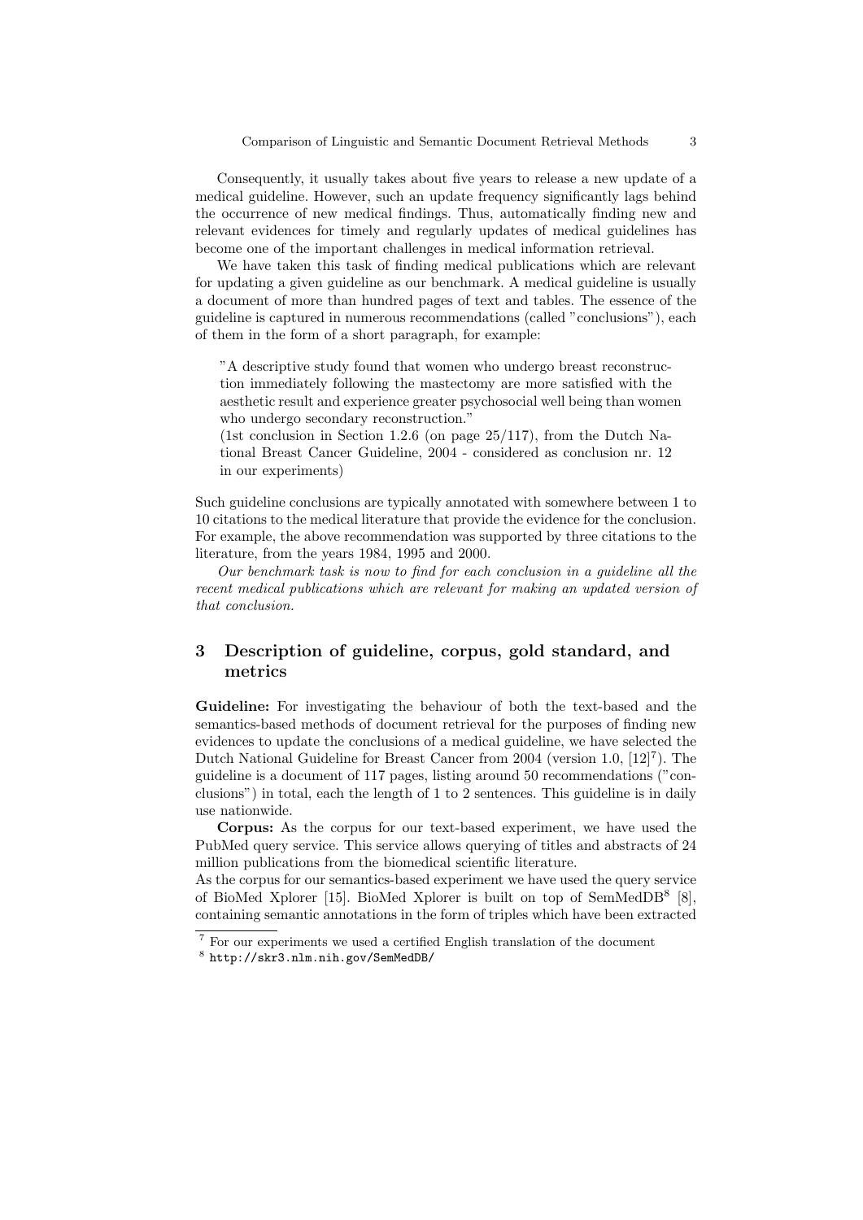Consequently, it usually takes about five years to release a new update of a medical guideline. However, such an update frequency significantly lags behind the occurrence of new medical findings. Thus, automatically finding new and relevant evidences for timely and regularly updates of medical guidelines has become one of the important challenges in medical information retrieval.

We have taken this task of finding medical publications which are relevant for updating a given guideline as our benchmark. A medical guideline is usually a document of more than hundred pages of text and tables. The essence of the guideline is captured in numerous recommendations (called "conclusions"), each of them in the form of a short paragraph, for example:

> "A descriptive study found that women who undergo breast reconstruction immediately following the mastectomy are more satisfied with the aesthetic result and experience greater psychosocial well being than women who undergo secondary reconstruction."
> (1st conclusion in Section 1.2.6 (on page 25/117), from the Dutch National Breast Cancer Guideline, 2004 - considered as conclusion nr. 12 in our experiments)

Such guideline conclusions are typically annotated with somewhere between 1 to 10 citations to the medical literature that provide the evidence for the conclusion. For example, the above recommendation was supported by three citations to the literature, from the years 1984, 1995 and 2000.

*Our benchmark task is now to find for each conclusion in a guideline all the recent medical publications which are relevant for making an updated version of that conclusion.*

## 3 Description of guideline, corpus, gold standard, and metrics

**Guideline:** For investigating the behaviour of both the text-based and the semantics-based methods of document retrieval for the purposes of finding new evidences to update the conclusions of a medical guideline, we have selected the Dutch National Guideline for Breast Cancer from 2004 (version 1.0, [12][7]). The guideline is a document of 117 pages, listing around 50 recommendations ("conclusions") in total, each the length of 1 to 2 sentences. This guideline is in daily use nationwide.

**Corpus:** As the corpus for our text-based experiment, we have used the PubMed query service. This service allows querying of titles and abstracts of 24 million publications from the biomedical scientific literature.

As the corpus for our semantics-based experiment we have used the query service of BioMed Xplorer [15]. BioMed Xplorer is built on top of SemMedDB[8] [8], containing semantic annotations in the form of triples which have been extracted

[7] For our experiments we used a certified English translation of the document

[8] `http://skr3.nlm.nih.gov/SemMedDB/`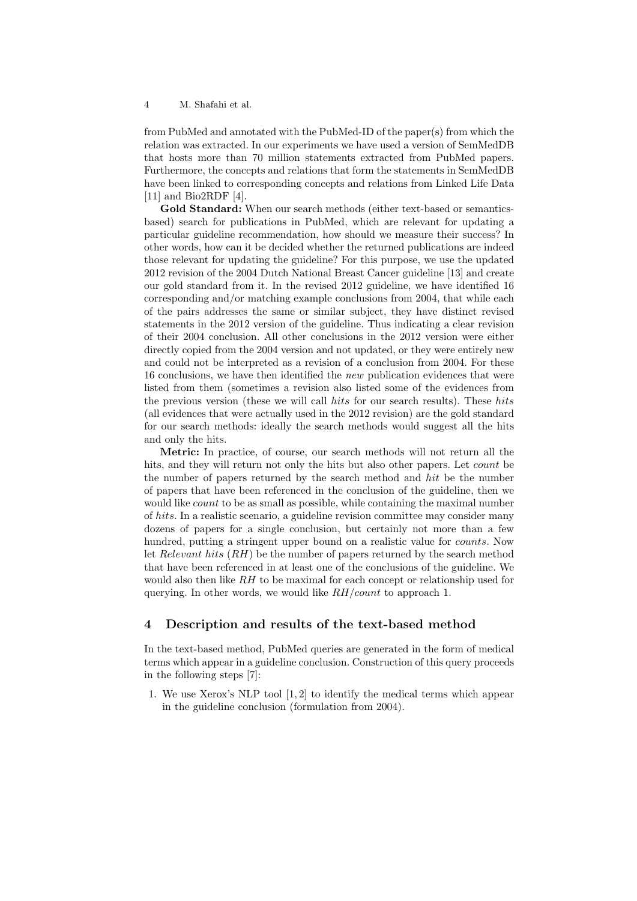from PubMed and annotated with the PubMed-ID of the paper(s) from which the relation was extracted. In our experiments we have used a version of SemMedDB that hosts more than 70 million statements extracted from PubMed papers. Furthermore, the concepts and relations that form the statements in SemMedDB have been linked to corresponding concepts and relations from Linked Life Data [11] and Bio2RDF [4].

**Gold Standard:** When our search methods (either text-based or semantics-based) search for publications in PubMed, which are relevant for updating a particular guideline recommendation, how should we measure their success? In other words, how can it be decided whether the returned publications are indeed those relevant for updating the guideline? For this purpose, we use the updated 2012 revision of the 2004 Dutch National Breast Cancer guideline [13] and create our gold standard from it. In the revised 2012 guideline, we have identified 16 corresponding and/or matching example conclusions from 2004, that while each of the pairs addresses the same or similar subject, they have distinct revised statements in the 2012 version of the guideline. Thus indicating a clear revision of their 2004 conclusion. All other conclusions in the 2012 version were either directly copied from the 2004 version and not updated, or they were entirely new and could not be interpreted as a revision of a conclusion from 2004. For these 16 conclusions, we have then identified the *new* publication evidences that were listed from them (sometimes a revision also listed some of the evidences from the previous version (these we will call *hits* for our search results). These *hits* (all evidences that were actually used in the 2012 revision) are the gold standard for our search methods: ideally the search methods would suggest all the hits and only the hits.

**Metric:** In practice, of course, our search methods will not return all the hits, and they will return not only the hits but also other papers. Let *count* be the number of papers returned by the search method and *hit* be the number of papers that have been referenced in the conclusion of the guideline, then we would like *count* to be as small as possible, while containing the maximal number of *hits*. In a realistic scenario, a guideline revision committee may consider many dozens of papers for a single conclusion, but certainly not more than a few hundred, putting a stringent upper bound on a realistic value for *counts*. Now let *Relevant hits* (*RH*) be the number of papers returned by the search method that have been referenced in at least one of the conclusions of the guideline. We would also then like *RH* to be maximal for each concept or relationship used for querying. In other words, we would like $RH/count$ to approach 1.

## 4 Description and results of the text-based method

In the text-based method, PubMed queries are generated in the form of medical terms which appear in a guideline conclusion. Construction of this query proceeds in the following steps [7]:

1. We use Xerox's NLP tool [1, 2] to identify the medical terms which appear in the guideline conclusion (formulation from 2004).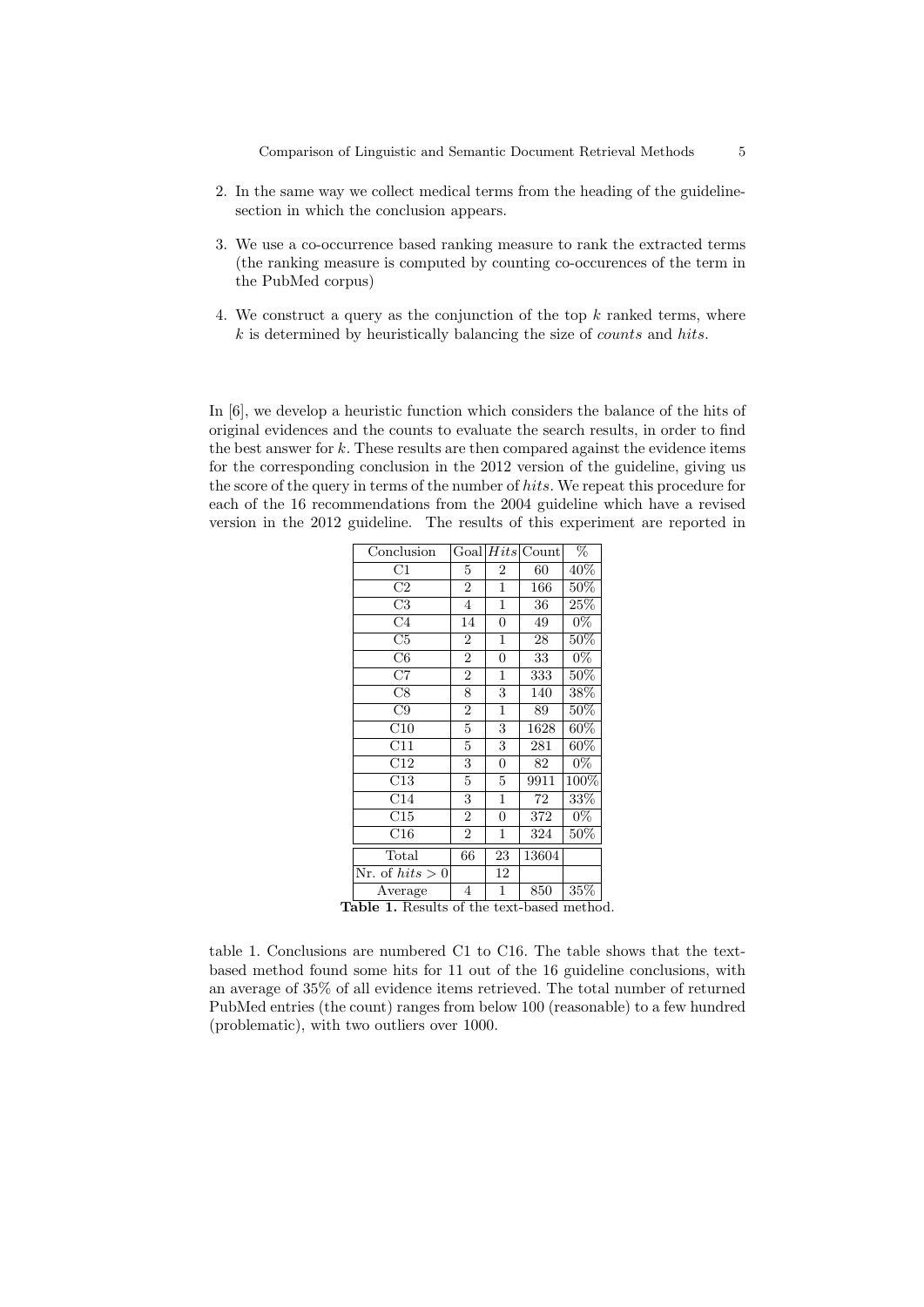2. In the same way we collect medical terms from the heading of the guideline-section in which the conclusion appears.
3. We use a co-occurrence based ranking measure to rank the extracted terms (the ranking measure is computed by counting co-occurences of the term in the PubMed corpus)
4. We construct a query as the conjunction of the top $k$ ranked terms, where $k$ is determined by heuristically balancing the size of *counts* and *hits*.

In [6], we develop a heuristic function which considers the balance of the hits of original evidences and the counts to evaluate the search results, in order to find the best answer for $k$. These results are then compared against the evidence items for the corresponding conclusion in the 2012 version of the guideline, giving us the score of the query in terms of the number of *hits*. We repeat this procedure for each of the 16 recommendations from the 2004 guideline which have a revised version in the 2012 guideline. The results of this experiment are reported in table 1. Conclusions are numbered C1 to C16. The table shows that the text-based method found some hits for 11 out of the 16 guideline conclusions, with an average of 35% of all evidence items retrieved. The total number of returned PubMed entries (the count) ranges from below 100 (reasonable) to a few hundred (problematic), with two outliers over 1000.

| Conclusion | Goal | *Hits* | Count | % |
|---|---|---|---|---|
| C1 | 5 | 2 | 60 | 40% |
| C2 | 2 | 1 | 166 | 50% |
| C3 | 4 | 1 | 36 | 25% |
| C4 | 14 | 0 | 49 | 0% |
| C5 | 2 | 1 | 28 | 50% |
| C6 | 2 | 0 | 33 | 0% |
| C7 | 2 | 1 | 333 | 50% |
| C8 | 8 | 3 | 140 | 38% |
| C9 | 2 | 1 | 89 | 50% |
| C10 | 5 | 3 | 1628 | 60% |
| C11 | 5 | 3 | 281 | 60% |
| C12 | 3 | 0 | 82 | 0% |
| C13 | 5 | 5 | 9911 | 100% |
| C14 | 3 | 1 | 72 | 33% |
| C15 | 2 | 0 | 372 | 0% |
| C16 | 2 | 1 | 324 | 50% |
| Total | 66 | 23 | 13604 | |
| Nr. of $hits > 0$ | | 12 | | |
| Average | 4 | 1 | 850 | 35% |

**Table 1.** Results of the text-based method.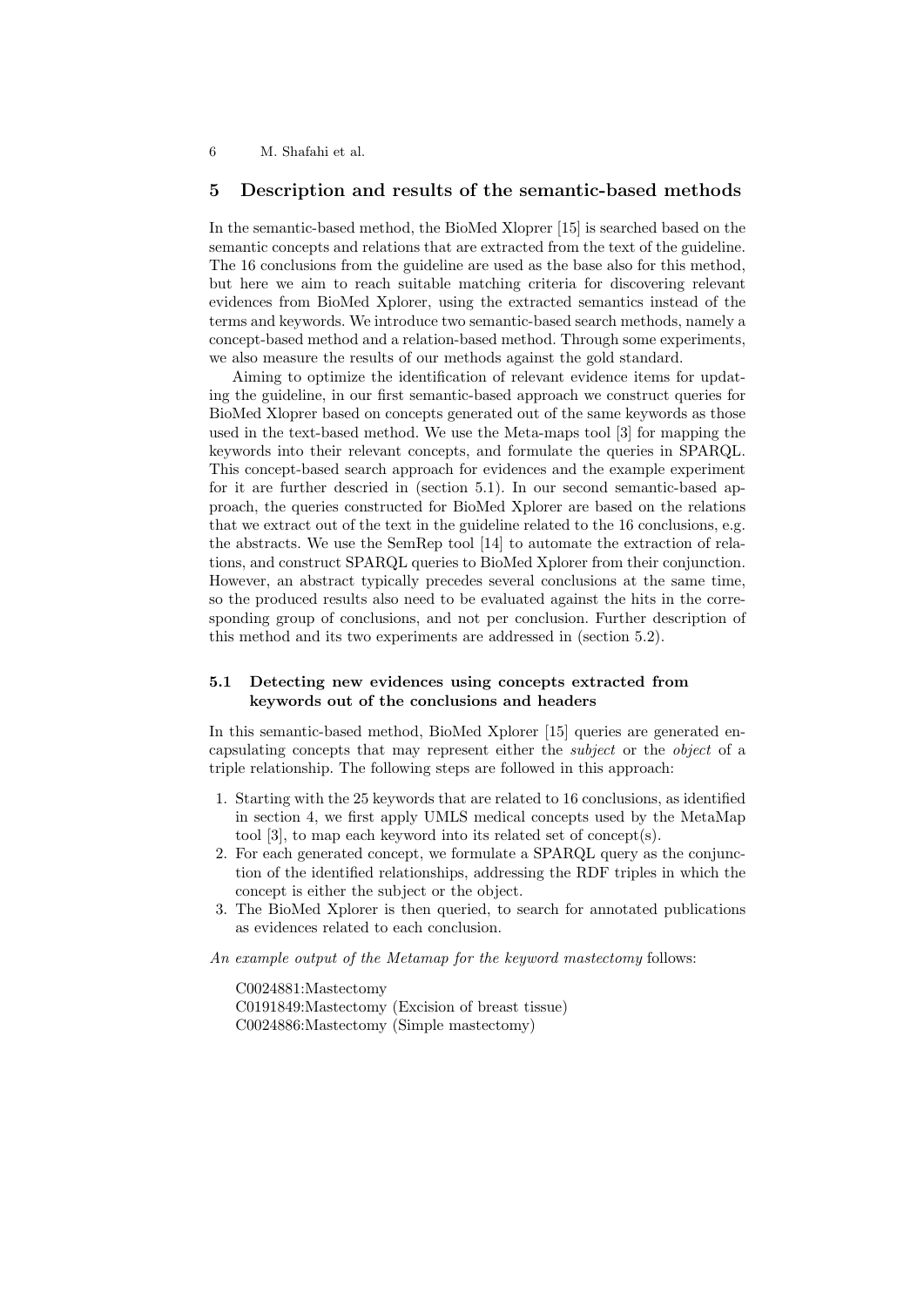## 5 Description and results of the semantic-based methods

In the semantic-based method, the BioMed Xloprer [15] is searched based on the semantic concepts and relations that are extracted from the text of the guideline. The 16 conclusions from the guideline are used as the base also for this method, but here we aim to reach suitable matching criteria for discovering relevant evidences from BioMed Xplorer, using the extracted semantics instead of the terms and keywords. We introduce two semantic-based search methods, namely a concept-based method and a relation-based method. Through some experiments, we also measure the results of our methods against the gold standard.

Aiming to optimize the identification of relevant evidence items for updating the guideline, in our first semantic-based approach we construct queries for BioMed Xloprer based on concepts generated out of the same keywords as those used in the text-based method. We use the Meta-maps tool [3] for mapping the keywords into their relevant concepts, and formulate the queries in SPARQL. This concept-based search approach for evidences and the example experiment for it are further descried in (section 5.1). In our second semantic-based approach, the queries constructed for BioMed Xplorer are based on the relations that we extract out of the text in the guideline related to the 16 conclusions, e.g. the abstracts. We use the SemRep tool [14] to automate the extraction of relations, and construct SPARQL queries to BioMed Xplorer from their conjunction. However, an abstract typically precedes several conclusions at the same time, so the produced results also need to be evaluated against the hits in the corresponding group of conclusions, and not per conclusion. Further description of this method and its two experiments are addressed in (section 5.2).

### 5.1 Detecting new evidences using concepts extracted from keywords out of the conclusions and headers

In this semantic-based method, BioMed Xplorer [15] queries are generated encapsulating concepts that may represent either the *subject* or the *object* of a triple relationship. The following steps are followed in this approach:

1. Starting with the 25 keywords that are related to 16 conclusions, as identified in section 4, we first apply UMLS medical concepts used by the MetaMap tool [3], to map each keyword into its related set of concept(s).
2. For each generated concept, we formulate a SPARQL query as the conjunction of the identified relationships, addressing the RDF triples in which the concept is either the subject or the object.
3. The BioMed Xplorer is then queried, to search for annotated publications as evidences related to each conclusion.

*An example output of the Metamap for the keyword mastectomy* follows:

C0024881:Mastectomy
C0191849:Mastectomy (Excision of breast tissue)
C0024886:Mastectomy (Simple mastectomy)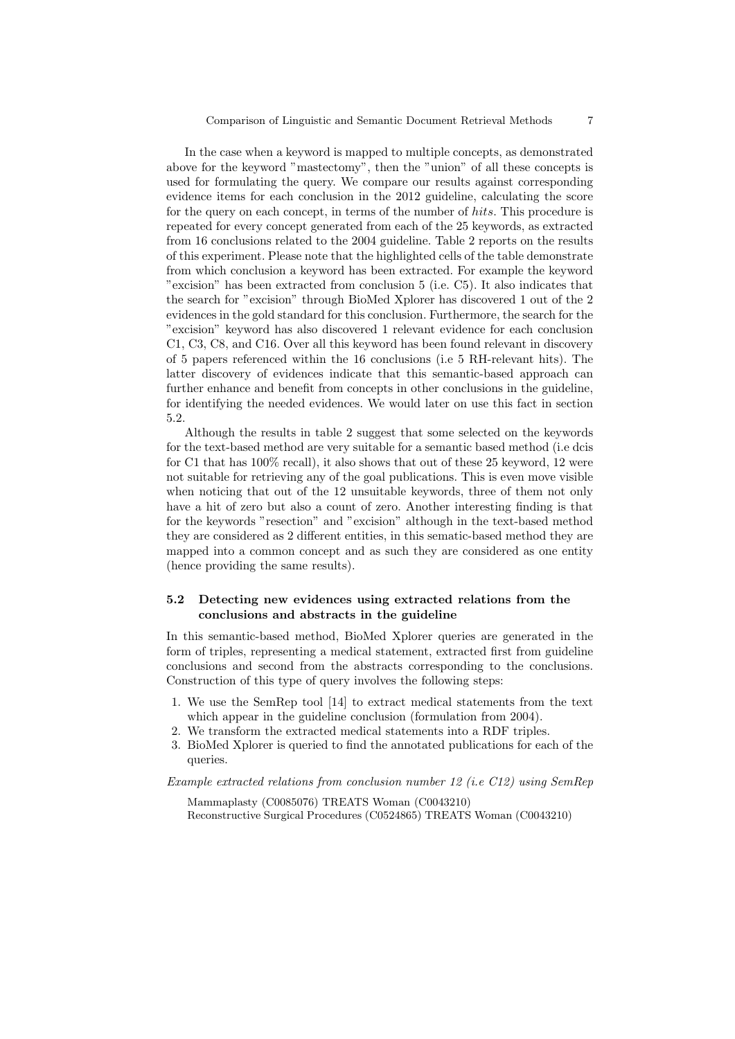In the case when a keyword is mapped to multiple concepts, as demonstrated above for the keyword "mastectomy", then the "union" of all these concepts is used for formulating the query. We compare our results against corresponding evidence items for each conclusion in the 2012 guideline, calculating the score for the query on each concept, in terms of the number of *hits*. This procedure is repeated for every concept generated from each of the 25 keywords, as extracted from 16 conclusions related to the 2004 guideline. Table 2 reports on the results of this experiment. Please note that the highlighted cells of the table demonstrate from which conclusion a keyword has been extracted. For example the keyword "excision" has been extracted from conclusion 5 (i.e. C5). It also indicates that the search for "excision" through BioMed Xplorer has discovered 1 out of the 2 evidences in the gold standard for this conclusion. Furthermore, the search for the "excision" keyword has also discovered 1 relevant evidence for each conclusion C1, C3, C8, and C16. Over all this keyword has been found relevant in discovery of 5 papers referenced within the 16 conclusions (i.e 5 RH-relevant hits). The latter discovery of evidences indicate that this semantic-based approach can further enhance and benefit from concepts in other conclusions in the guideline, for identifying the needed evidences. We would later on use this fact in section 5.2.

Although the results in table 2 suggest that some selected on the keywords for the text-based method are very suitable for a semantic based method (i.e dcis for C1 that has 100% recall), it also shows that out of these 25 keyword, 12 were not suitable for retrieving any of the goal publications. This is even move visible when noticing that out of the 12 unsuitable keywords, three of them not only have a hit of zero but also a count of zero. Another interesting finding is that for the keywords "resection" and "excision" although in the text-based method they are considered as 2 different entities, in this sematic-based method they are mapped into a common concept and as such they are considered as one entity (hence providing the same results).

### 5.2 Detecting new evidences using extracted relations from the conclusions and abstracts in the guideline

In this semantic-based method, BioMed Xplorer queries are generated in the form of triples, representing a medical statement, extracted first from guideline conclusions and second from the abstracts corresponding to the conclusions. Construction of this type of query involves the following steps:

1. We use the SemRep tool [14] to extract medical statements from the text which appear in the guideline conclusion (formulation from 2004).
2. We transform the extracted medical statements into a RDF triples.
3. BioMed Xplorer is queried to find the annotated publications for each of the queries.

*Example extracted relations from conclusion number 12 (i.e C12) using SemRep*

Mammaplasty (C0085076) TREATS Woman (C0043210)
Reconstructive Surgical Procedures (C0524865) TREATS Woman (C0043210)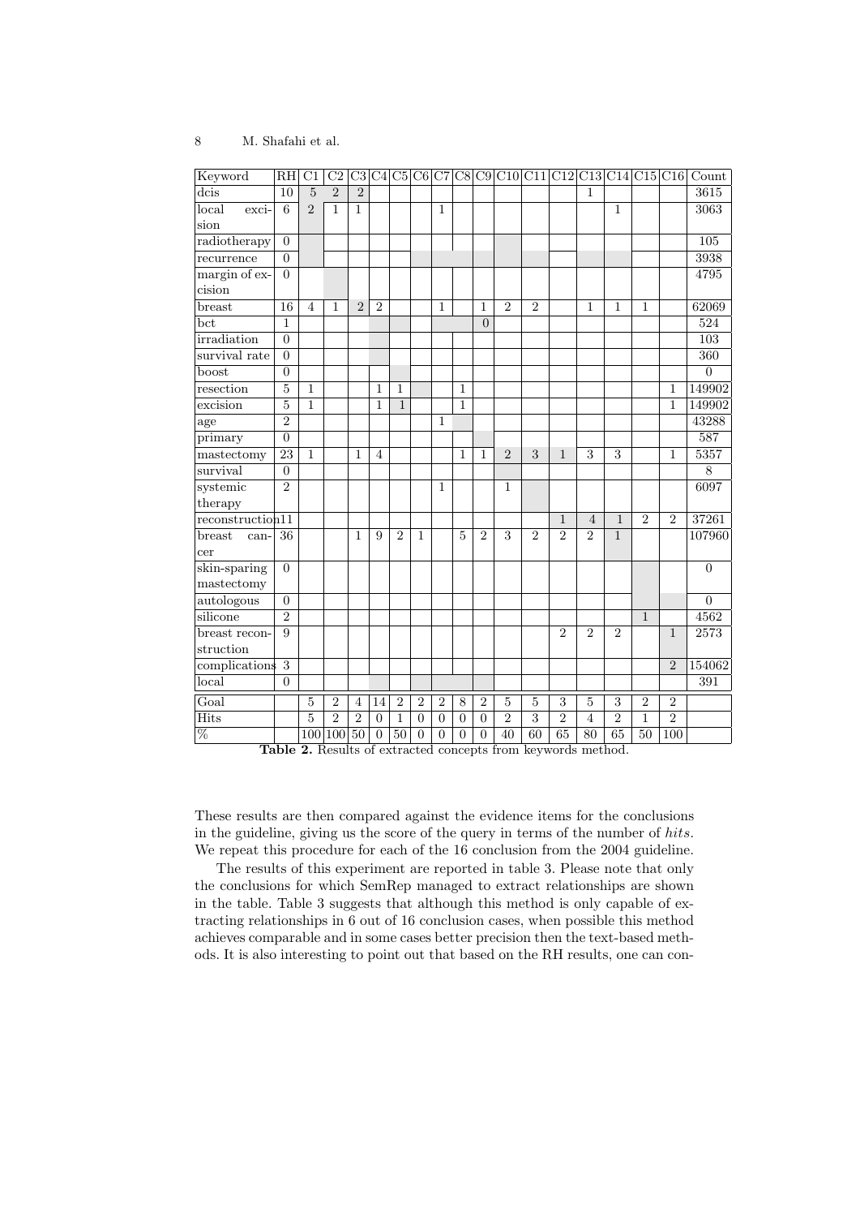| Keyword | RH | C1 | C2 | C3 | C4 | C5 | C6 | C7 | C8 | C9 | C10 | C11 | C12 | C13 | C14 | C15 | C16 | Count |
|---|---|---|---|---|---|---|---|---|---|---|---|---|---|---|---|---|---|---|
| dcis | 10 | 5 | 2 | 2 | | | | | | | | | | 1 | | | | 3615 |
| local excision | 6 | 2 | 1 | 1 | | | | 1 | | | | | | | 1 | | | 3063 |
| radiotherapy | 0 | | | | | | | | | | | | | | | | | 105 |
| recurrence | 0 | | | | | | | | | | | | | | | | | 3938 |
| margin of excision | 0 | | | | | | | | | | | | | | | | | 4795 |
| breast | 16 | 4 | 1 | 2 | 2 | | | 1 | | 1 | 2 | 2 | | 1 | 1 | 1 | | 62069 |
| bct | 1 | | | | | | | | | 0 | | | | | | | | 524 |
| irradiation | 0 | | | | | | | | | | | | | | | | | 103 |
| survival rate | 0 | | | | | | | | | | | | | | | | | 360 |
| boost | 0 | | | | | | | | | | | | | | | | | 0 |
| resection | 5 | 1 | | | 1 | 1 | | | 1 | | | | | | | | 1 | 149902 |
| excision | 5 | 1 | | | 1 | 1 | | | 1 | | | | | | | | 1 | 149902 |
| age | 2 | | | | | | | 1 | | | | | | | | | | 43288 |
| primary | 0 | | | | | | | | | | | | | | | | | 587 |
| mastectomy | 23 | 1 | | 1 | 4 | | | | 1 | 1 | 2 | 3 | 1 | 3 | 3 | | 1 | 5357 |
| survival | 0 | | | | | | | | | | | | | | | | | 8 |
| systemic therapy | 2 | | | | | | | 1 | | | 1 | | | | | | | 6097 |
| reconstruction | 11 | | | | | | | | | | | | 1 | 4 | 1 | 2 | 2 | 37261 |
| breast cancer | 36 | | | 1 | 9 | 2 | 1 | | 5 | 2 | 3 | 2 | 2 | 2 | 1 | | | 107960 |
| skin-sparing mastectomy | 0 | | | | | | | | | | | | | | | | | 0 |
| autologous | 0 | | | | | | | | | | | | | | | | | 0 |
| silicone | 2 | | | | | | | | | | | | | | | 1 | | 4562 |
| breast reconstruction | 9 | | | | | | | | | | | | 2 | 2 | 2 | | 1 | 2573 |
| complications | 3 | | | | | | | | | | | | | | | | 2 | 154062 |
| local | 0 | | | | | | | | | | | | | | | | | 391 |
| Goal | | 5 | 2 | 4 | 14 | 2 | 2 | 2 | 8 | 2 | 5 | 5 | 3 | 5 | 3 | 2 | 2 | |
| Hits | | 5 | 2 | 2 | 0 | 1 | 0 | 0 | 0 | 0 | 2 | 3 | 2 | 4 | 2 | 1 | 2 | |
| % | | 100 | 100 | 50 | 0 | 50 | 0 | 0 | 0 | 0 | 40 | 60 | 65 | 80 | 65 | 50 | 100 | |

**Table 2.** Results of extracted concepts from keywords method.

These results are then compared against the evidence items for the conclusions in the guideline, giving us the score of the query in terms of the number of *hits*. We repeat this procedure for each of the 16 conclusion from the 2004 guideline.

The results of this experiment are reported in table 3. Please note that only the conclusions for which SemRep managed to extract relationships are shown in the table. Table 3 suggests that although this method is only capable of extracting relationships in 6 out of 16 conclusion cases, when possible this method achieves comparable and in some cases better precision then the text-based methods. It is also interesting to point out that based on the RH results, one can con-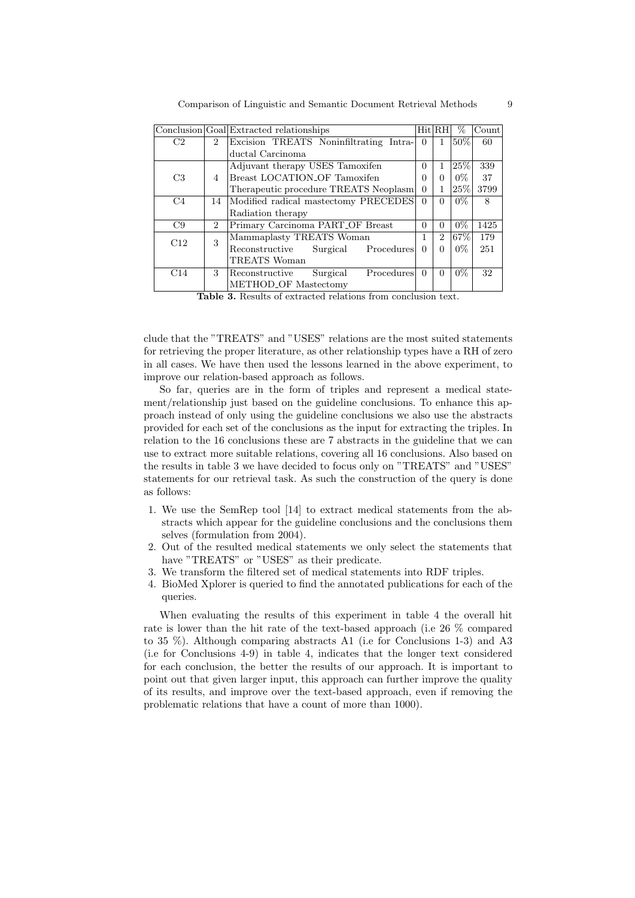| Conclusion | Goal | Extracted relationships | Hit | RH | % | Count |
|---|---|---|---|---|---|---|
| C2 | 2 | Excision TREATS Noninfiltrating Intraductal Carcinoma | 0 | 1 | 50% | 60 |
| C3 | 4 | Adjuvant therapy USES Tamoxifen | 0 | 1 | 25% | 339 |
| | | Breast LOCATION_OF Tamoxifen | 0 | 0 | 0% | 37 |
| | | Therapeutic procedure TREATS Neoplasm | 0 | 1 | 25% | 3799 |
| C4 | 14 | Modified radical mastectomy PRECEDES Radiation therapy | 0 | 0 | 0% | 8 |
| C9 | 2 | Primary Carcinoma PART_OF Breast | 0 | 0 | 0% | 1425 |
| C12 | 3 | Mammaplasty TREATS Woman | 1 | 2 | 67% | 179 |
| | | Reconstructive Surgical Procedures TREATS Woman | 0 | 0 | 0% | 251 |
| C14 | 3 | Reconstructive Surgical Procedures METHOD_OF Mastectomy | 0 | 0 | 0% | 32 |

**Table 3.** Results of extracted relations from conclusion text.

clude that the "TREATS" and "USES" relations are the most suited statements for retrieving the proper literature, as other relationship types have a RH of zero in all cases. We have then used the lessons learned in the above experiment, to improve our relation-based approach as follows.

So far, queries are in the form of triples and represent a medical statement/relationship just based on the guideline conclusions. To enhance this approach instead of only using the guideline conclusions we also use the abstracts provided for each set of the conclusions as the input for extracting the triples. In relation to the 16 conclusions these are 7 abstracts in the guideline that we can use to extract more suitable relations, covering all 16 conclusions. Also based on the results in table 3 we have decided to focus only on "TREATS" and "USES" statements for our retrieval task. As such the construction of the query is done as follows:

1. We use the SemRep tool [14] to extract medical statements from the abstracts which appear for the guideline conclusions and the conclusions them selves (formulation from 2004).
2. Out of the resulted medical statements we only select the statements that have "TREATS" or "USES" as their predicate.
3. We transform the filtered set of medical statements into RDF triples.
4. BioMed Xplorer is queried to find the annotated publications for each of the queries.

When evaluating the results of this experiment in table 4 the overall hit rate is lower than the hit rate of the text-based approach (i.e 26 % compared to 35 %). Although comparing abstracts A1 (i.e for Conclusions 1-3) and A3 (i.e for Conclusions 4-9) in table 4, indicates that the longer text considered for each conclusion, the better the results of our approach. It is important to point out that given larger input, this approach can further improve the quality of its results, and improve over the text-based approach, even if removing the problematic relations that have a count of more than 1000).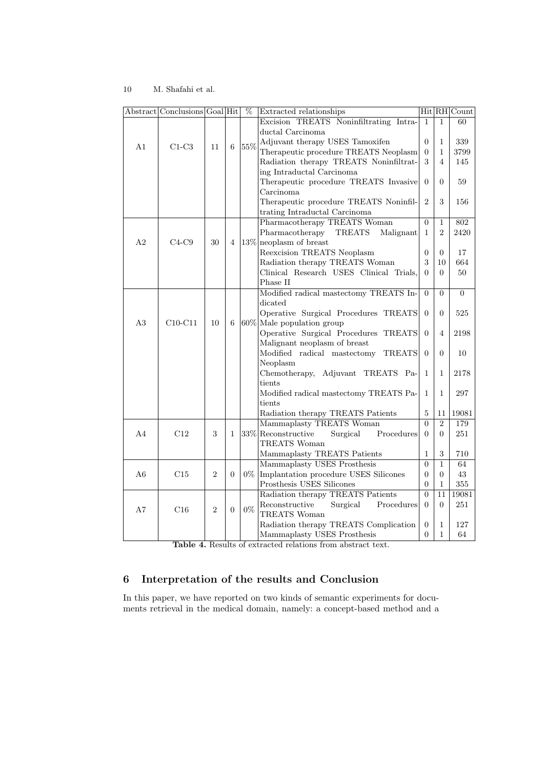| Abstract | Conclusions | Goal | Hit | % | Extracted relationships | Hit | RH | Count |
|---|---|---|---|---|---|---|---|---|
| A1 | C1-C3 | 11 | 6 | 55% | Excision TREATS Noninfiltrating Intraductal Carcinoma | 1 | 1 | 60 |
| | | | | | Adjuvant therapy USES Tamoxifen | 0 | 1 | 339 |
| | | | | | Therapeutic procedure TREATS Neoplasm | 0 | 1 | 3799 |
| | | | | | Radiation therapy TREATS Noninfiltrating Intraductal Carcinoma | 3 | 4 | 145 |
| | | | | | Therapeutic procedure TREATS Invasive Carcinoma | 0 | 0 | 59 |
| | | | | | Therapeutic procedure TREATS Noninfiltrating Intraductal Carcinoma | 2 | 3 | 156 |
| A2 | C4-C9 | 30 | 4 | 13% | Pharmacotherapy TREATS Woman | 0 | 1 | 802 |
| | | | | | Pharmacotherapy TREATS Malignant neoplasm of breast | 1 | 2 | 2420 |
| | | | | | Reexcision TREATS Neoplasm | 0 | 0 | 17 |
| | | | | | Radiation therapy TREATS Woman | 3 | 10 | 664 |
| | | | | | Clinical Research USES Clinical Trials, Phase II | 0 | 0 | 50 |
| A3 | C10-C11 | 10 | 6 | 60% | Modified radical mastectomy TREATS Indicated | 0 | 0 | 0 |
| | | | | | Operative Surgical Procedures TREATS Male population group | 0 | 0 | 525 |
| | | | | | Operative Surgical Procedures TREATS Malignant neoplasm of breast | 0 | 4 | 2198 |
| | | | | | Modified radical mastectomy TREATS Neoplasm | 0 | 0 | 10 |
| | | | | | Chemotherapy, Adjuvant TREATS Patients | 1 | 1 | 2178 |
| | | | | | Modified radical mastectomy TREATS Patients | 1 | 1 | 297 |
| | | | | | Radiation therapy TREATS Patients | 5 | 11 | 19081 |
| A4 | C12 | 3 | 1 | 33% | Mammaplasty TREATS Woman | 0 | 2 | 179 |
| | | | | | Reconstructive Surgical Procedures TREATS Woman | 0 | 0 | 251 |
| | | | | | Mammaplasty TREATS Patients | 1 | 3 | 710 |
| A6 | C15 | 2 | 0 | 0% | Mammaplasty USES Prosthesis | 0 | 1 | 64 |
| | | | | | Implantation procedure USES Silicones | 0 | 0 | 43 |
| | | | | | Prosthesis USES Silicones | 0 | 1 | 355 |
| A7 | C16 | 2 | 0 | 0% | Radiation therapy TREATS Patients | 0 | 11 | 19081 |
| | | | | | Reconstructive Surgical Procedures TREATS Woman | 0 | 0 | 251 |
| | | | | | Radiation therapy TREATS Complication | 0 | 1 | 127 |
| | | | | | Mammaplasty USES Prosthesis | 0 | 1 | 64 |

**Table 4.** Results of extracted relations from abstract text.

## 6 Interpretation of the results and Conclusion

In this paper, we have reported on two kinds of semantic experiments for documents retrieval in the medical domain, namely: a concept-based method and a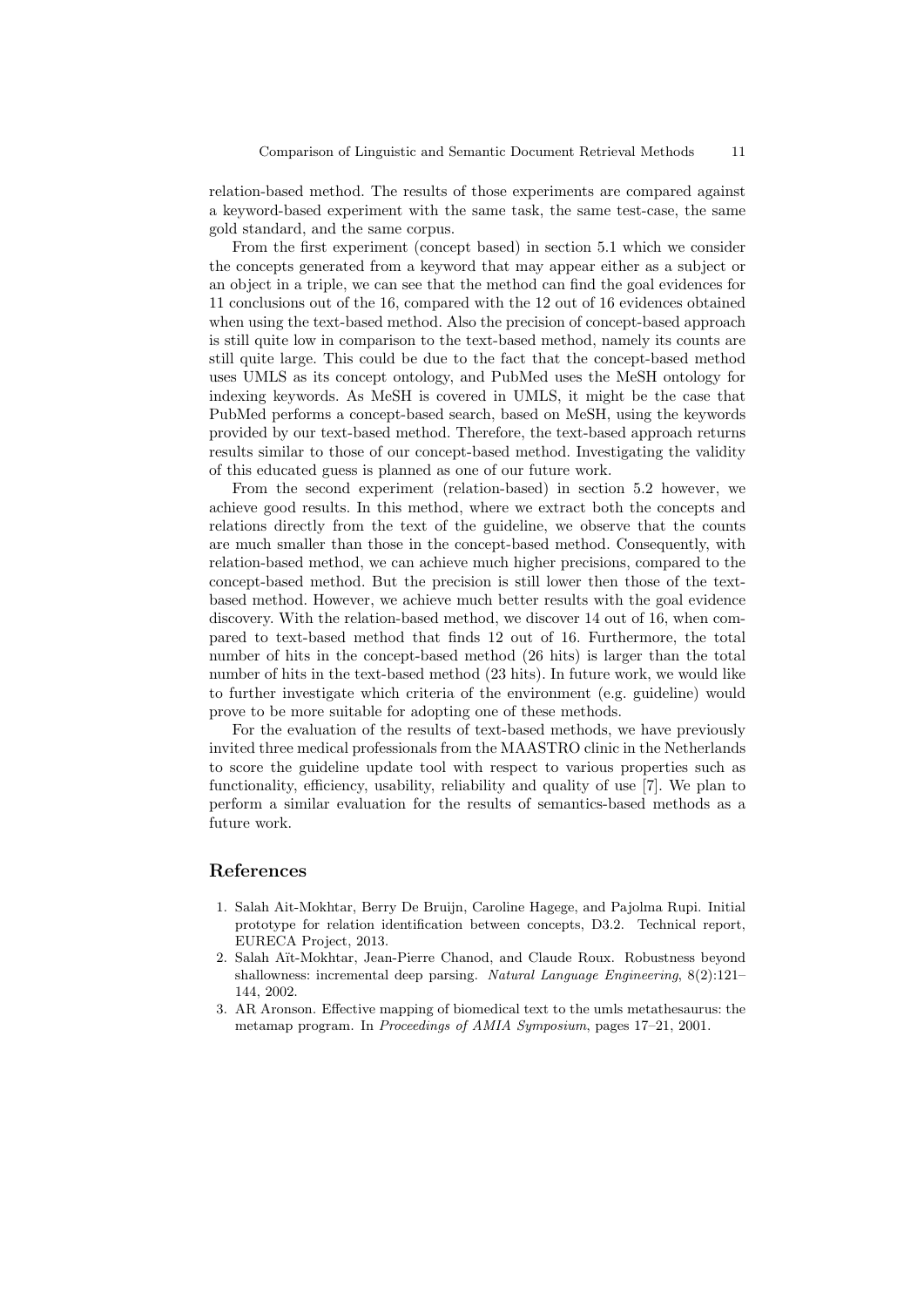relation-based method. The results of those experiments are compared against a keyword-based experiment with the same task, the same test-case, the same gold standard, and the same corpus.

From the first experiment (concept based) in section 5.1 which we consider the concepts generated from a keyword that may appear either as a subject or an object in a triple, we can see that the method can find the goal evidences for 11 conclusions out of the 16, compared with the 12 out of 16 evidences obtained when using the text-based method. Also the precision of concept-based approach is still quite low in comparison to the text-based method, namely its counts are still quite large. This could be due to the fact that the concept-based method uses UMLS as its concept ontology, and PubMed uses the MeSH ontology for indexing keywords. As MeSH is covered in UMLS, it might be the case that PubMed performs a concept-based search, based on MeSH, using the keywords provided by our text-based method. Therefore, the text-based approach returns results similar to those of our concept-based method. Investigating the validity of this educated guess is planned as one of our future work.

From the second experiment (relation-based) in section 5.2 however, we achieve good results. In this method, where we extract both the concepts and relations directly from the text of the guideline, we observe that the counts are much smaller than those in the concept-based method. Consequently, with relation-based method, we can achieve much higher precisions, compared to the concept-based method. But the precision is still lower then those of the text-based method. However, we achieve much better results with the goal evidence discovery. With the relation-based method, we discover 14 out of 16, when compared to text-based method that finds 12 out of 16. Furthermore, the total number of hits in the concept-based method (26 hits) is larger than the total number of hits in the text-based method (23 hits). In future work, we would like to further investigate which criteria of the environment (e.g. guideline) would prove to be more suitable for adopting one of these methods.

For the evaluation of the results of text-based methods, we have previously invited three medical professionals from the MAASTRO clinic in the Netherlands to score the guideline update tool with respect to various properties such as functionality, efficiency, usability, reliability and quality of use [7]. We plan to perform a similar evaluation for the results of semantics-based methods as a future work.

## References

1. Salah Ait-Mokhtar, Berry De Bruijn, Caroline Hagege, and Pajolma Rupi. Initial prototype for relation identification between concepts, D3.2. Technical report, EURECA Project, 2013.
2. Salah Aït-Mokhtar, Jean-Pierre Chanod, and Claude Roux. Robustness beyond shallowness: incremental deep parsing. *Natural Language Engineering*, 8(2):121–144, 2002.
3. AR Aronson. Effective mapping of biomedical text to the umls metathesaurus: the metamap program. In *Proceedings of AMIA Symposium*, pages 17–21, 2001.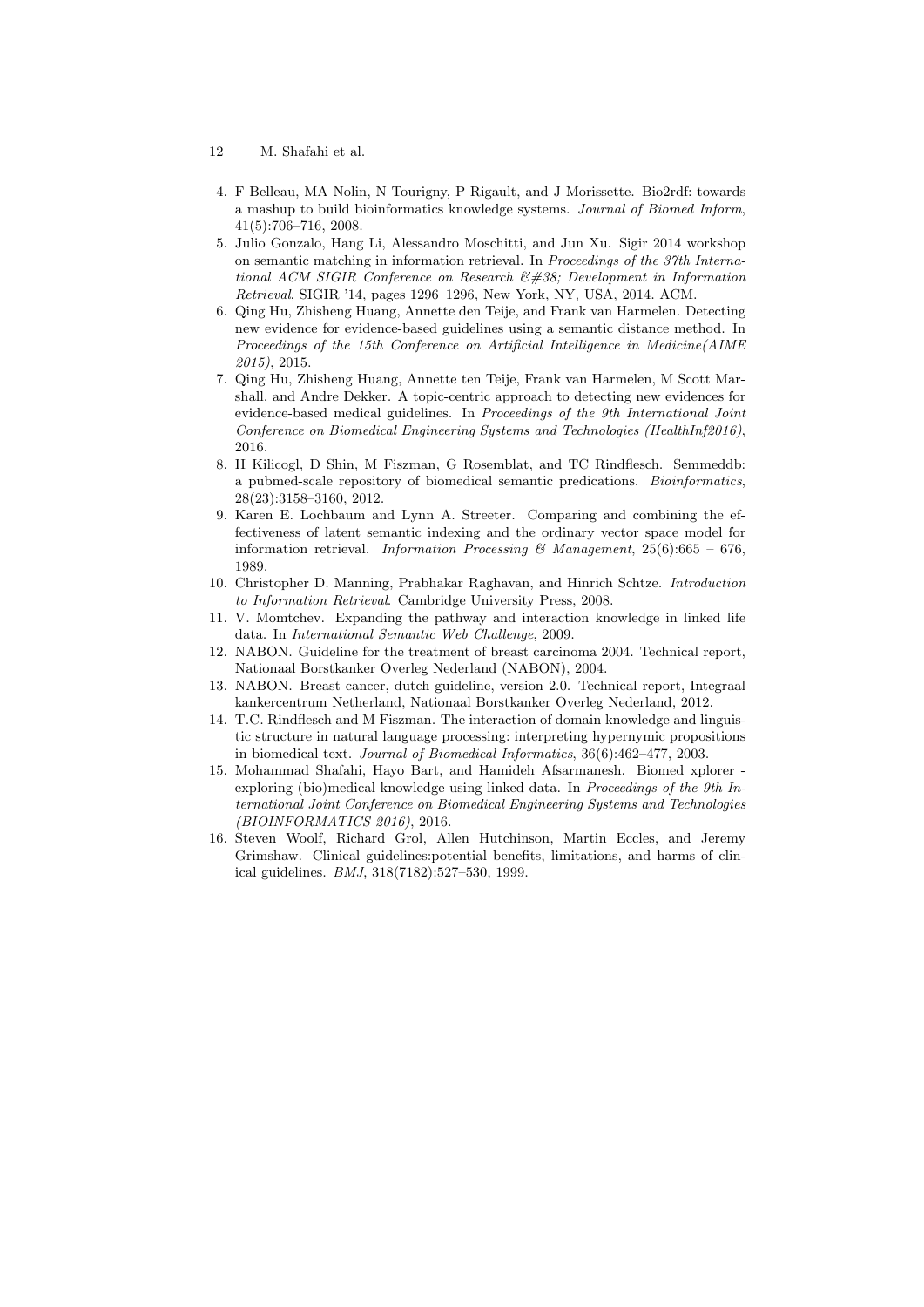4. F Belleau, MA Nolin, N Tourigny, P Rigault, and J Morissette. Bio2rdf: towards a mashup to build bioinformatics knowledge systems. *Journal of Biomed Inform*, 41(5):706–716, 2008.
5. Julio Gonzalo, Hang Li, Alessandro Moschitti, and Jun Xu. Sigir 2014 workshop on semantic matching in information retrieval. In *Proceedings of the 37th International ACM SIGIR Conference on Research &#38; Development in Information Retrieval*, SIGIR '14, pages 1296–1296, New York, NY, USA, 2014. ACM.
6. Qing Hu, Zhisheng Huang, Annette den Teije, and Frank van Harmelen. Detecting new evidence for evidence-based guidelines using a semantic distance method. In *Proceedings of the 15th Conference on Artificial Intelligence in Medicine(AIME 2015)*, 2015.
7. Qing Hu, Zhisheng Huang, Annette ten Teije, Frank van Harmelen, M Scott Marshall, and Andre Dekker. A topic-centric approach to detecting new evidences for evidence-based medical guidelines. In *Proceedings of the 9th International Joint Conference on Biomedical Engineering Systems and Technologies (HealthInf2016)*, 2016.
8. H Kilicogl, D Shin, M Fiszman, G Rosemblat, and TC Rindflesch. Semmeddb: a pubmed-scale repository of biomedical semantic predications. *Bioinformatics*, 28(23):3158–3160, 2012.
9. Karen E. Lochbaum and Lynn A. Streeter. Comparing and combining the effectiveness of latent semantic indexing and the ordinary vector space model for information retrieval. *Information Processing & Management*, 25(6):665 – 676, 1989.
10. Christopher D. Manning, Prabhakar Raghavan, and Hinrich Schtze. *Introduction to Information Retrieval*. Cambridge University Press, 2008.
11. V. Momtchev. Expanding the pathway and interaction knowledge in linked life data. In *International Semantic Web Challenge*, 2009.
12. NABON. Guideline for the treatment of breast carcinoma 2004. Technical report, Nationaal Borstkanker Overleg Nederland (NABON), 2004.
13. NABON. Breast cancer, dutch guideline, version 2.0. Technical report, Integraal kankercentrum Netherland, Nationaal Borstkanker Overleg Nederland, 2012.
14. T.C. Rindflesch and M Fiszman. The interaction of domain knowledge and linguistic structure in natural language processing: interpreting hypernymic propositions in biomedical text. *Journal of Biomedical Informatics*, 36(6):462–477, 2003.
15. Mohammad Shafahi, Hayo Bart, and Hamideh Afsarmanesh. Biomed xplorer - exploring (bio)medical knowledge using linked data. In *Proceedings of the 9th International Joint Conference on Biomedical Engineering Systems and Technologies (BIOINFORMATICS 2016)*, 2016.
16. Steven Woolf, Richard Grol, Allen Hutchinson, Martin Eccles, and Jeremy Grimshaw. Clinical guidelines:potential benefits, limitations, and harms of clinical guidelines. *BMJ*, 318(7182):527–530, 1999.